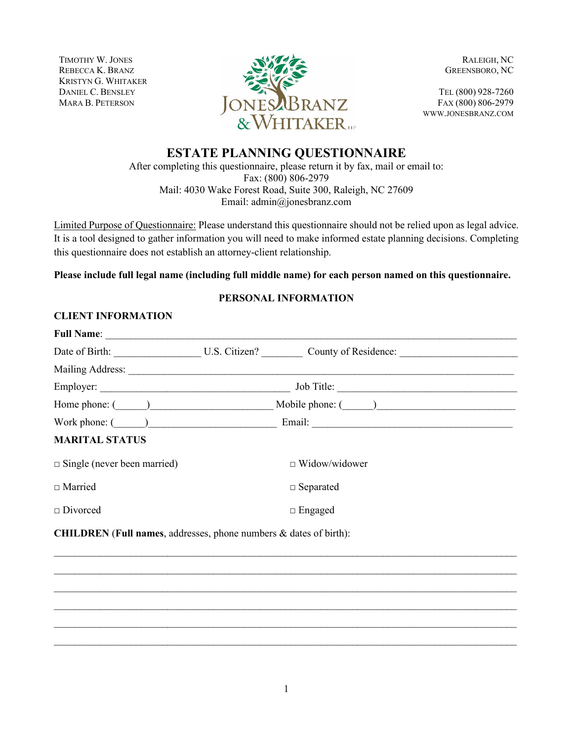TIMOTHY W. JONES
REBECCA K. BRANZ
KRISTYN G. WHITAKER
DANIEL C. BENSLEY
MARA B. PETERSON

JONES BRANZ & WHITAKER LLP

RALEIGH, NC
GREENSBORO, NC

TEL (800) 928-7260
FAX (800) 806-2979
WWW.JONESBRANZ.COM

# ESTATE PLANNING QUESTIONNAIRE

After completing this questionnaire, please return it by fax, mail or email to:
Fax: (800) 806-2979
Mail: 4030 Wake Forest Road, Suite 300, Raleigh, NC 27609
Email: admin@jonesbranz.com

<u>Limited Purpose of Questionnaire:</u> Please understand this questionnaire should not be relied upon as legal advice. It is a tool designed to gather information you will need to make informed estate planning decisions. Completing this questionnaire does not establish an attorney-client relationship.

**Please include full legal name (including full middle name) for each person named on this questionnaire.**

## PERSONAL INFORMATION

### CLIENT INFORMATION

**Full Name**: ______________________________________________________________________

Date of Birth: ________________ U.S. Citizen? ________ County of Residence: ______________________

Mailing Address: ______________________________________________________________________

Employer: ____________________________________ Job Title: __________________________________

Home phone: (______)______________________ Mobile phone: (______)________________________

Work phone: (______)________________________ Email: ______________________________________

### MARITAL STATUS

□ Single (never been married)

□ Widow/widower

□ Married

□ Separated

□ Divorced

□ Engaged

**CHILDREN** (**Full names**, addresses, phone numbers & dates of birth):

______________________________________________________________________________________

______________________________________________________________________________________

______________________________________________________________________________________

______________________________________________________________________________________

______________________________________________________________________________________

______________________________________________________________________________________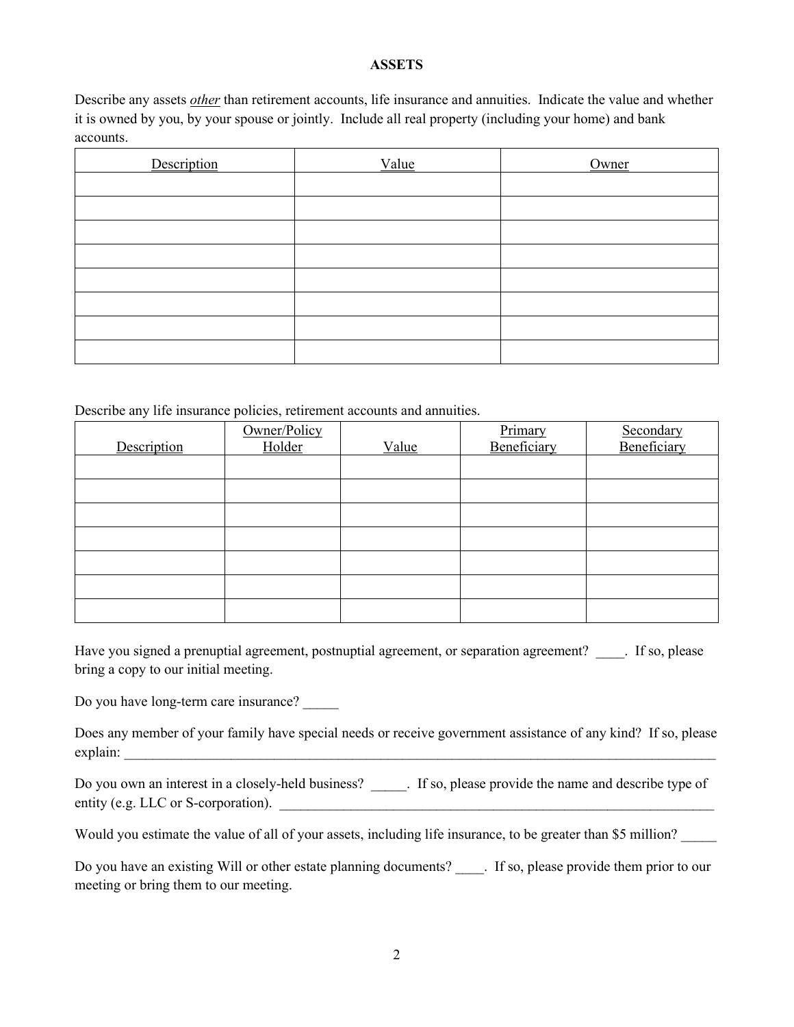**ASSETS**

Describe any assets *other* than retirement accounts, life insurance and annuities. Indicate the value and whether it is owned by you, by your spouse or jointly. Include all real property (including your home) and bank accounts.

| Description | Value | Owner |
|---|---|---|
| | | |
| | | |
| | | |
| | | |
| | | |
| | | |
| | | |
| | | |

Describe any life insurance policies, retirement accounts and annuities.

| Description | Owner/Policy Holder | Value | Primary Beneficiary | Secondary Beneficiary |
|---|---|---|---|---|
| | | | | |
| | | | | |
| | | | | |
| | | | | |
| | | | | |
| | | | | |
| | | | | |

Have you signed a prenuptial agreement, postnuptial agreement, or separation agreement? ____. If so, please bring a copy to our initial meeting.

Do you have long-term care insurance? _____

Does any member of your family have special needs or receive government assistance of any kind? If so, please explain: ___________________________________________________________________________________________

Do you own an interest in a closely-held business? _____. If so, please provide the name and describe type of entity (e.g. LLC or S-corporation). ______________________________________________________________

Would you estimate the value of all of your assets, including life insurance, to be greater than $5 million? _____

Do you have an existing Will or other estate planning documents? ____. If so, please provide them prior to our meeting or bring them to our meeting.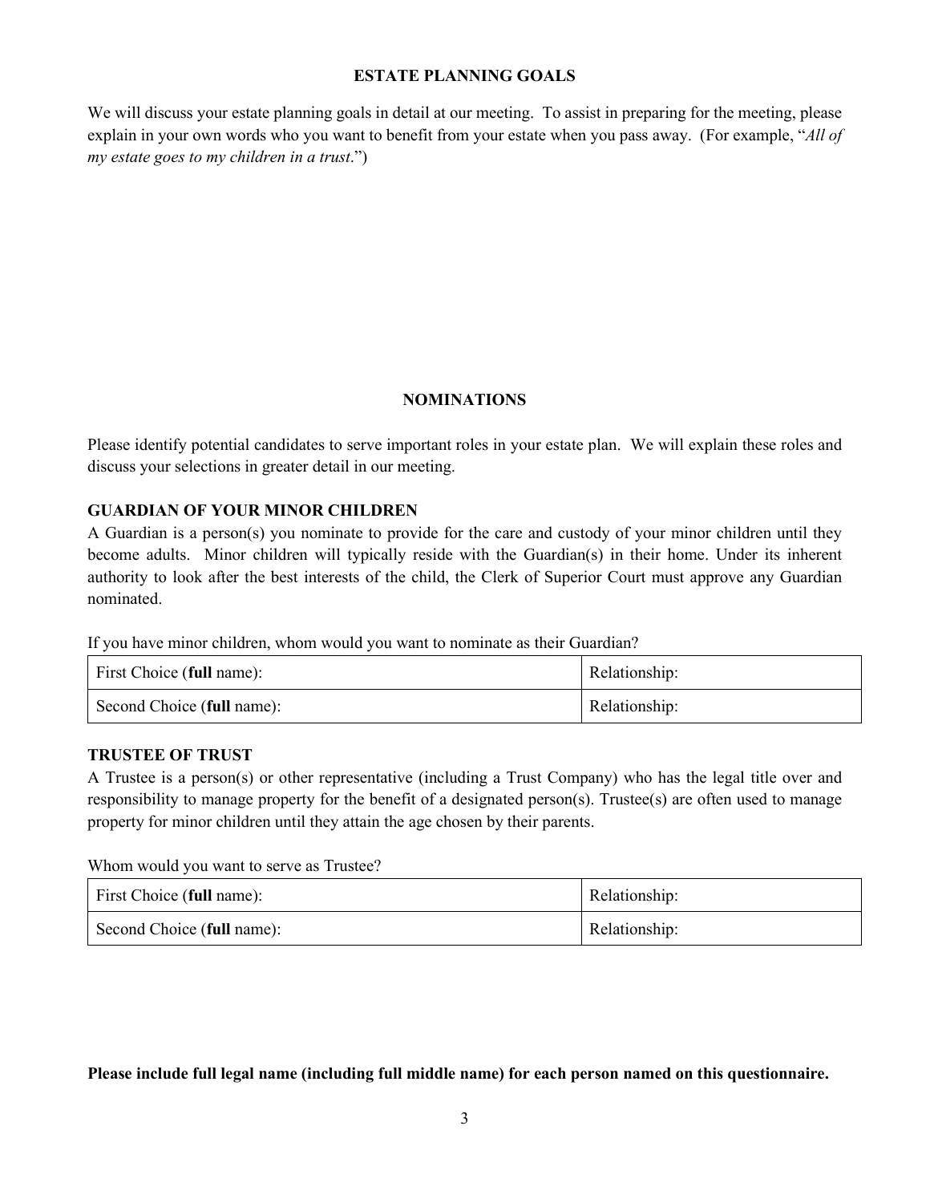## ESTATE PLANNING GOALS

We will discuss your estate planning goals in detail at our meeting. To assist in preparing for the meeting, please explain in your own words who you want to benefit from your estate when you pass away. (For example, "*All of my estate goes to my children in a trust*.")

## NOMINATIONS

Please identify potential candidates to serve important roles in your estate plan. We will explain these roles and discuss your selections in greater detail in our meeting.

### GUARDIAN OF YOUR MINOR CHILDREN

A Guardian is a person(s) you nominate to provide for the care and custody of your minor children until they become adults. Minor children will typically reside with the Guardian(s) in their home. Under its inherent authority to look after the best interests of the child, the Clerk of Superior Court must approve any Guardian nominated.

If you have minor children, whom would you want to nominate as their Guardian?

| First Choice (**full** name): | Relationship: |
|---|---|
| Second Choice (**full** name): | Relationship: |

### TRUSTEE OF TRUST

A Trustee is a person(s) or other representative (including a Trust Company) who has the legal title over and responsibility to manage property for the benefit of a designated person(s). Trustee(s) are often used to manage property for minor children until they attain the age chosen by their parents.

Whom would you want to serve as Trustee?

| First Choice (**full** name): | Relationship: |
|---|---|
| Second Choice (**full** name): | Relationship: |

**Please include full legal name (including full middle name) for each person named on this questionnaire.**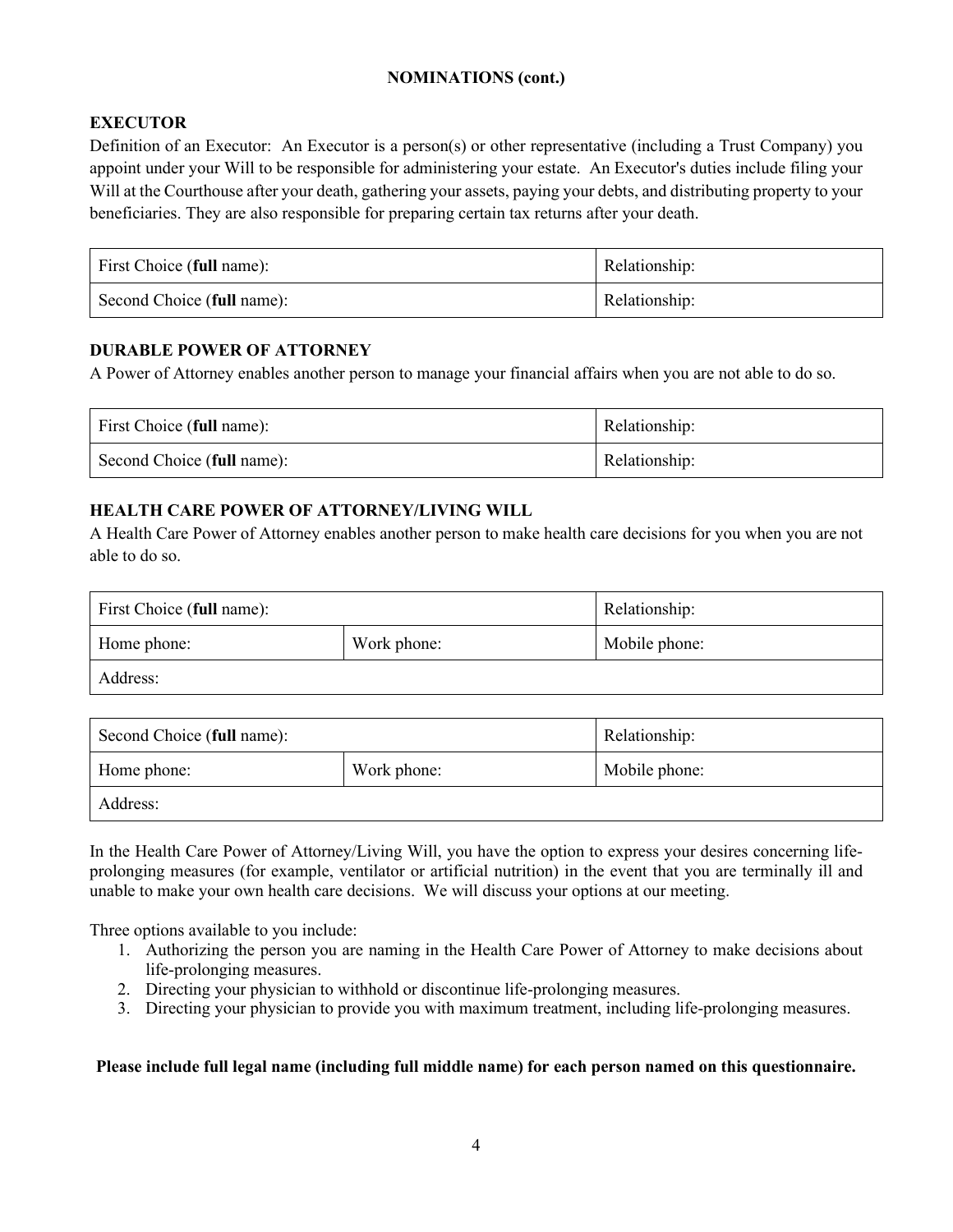**NOMINATIONS (cont.)**

### EXECUTOR

Definition of an Executor: An Executor is a person(s) or other representative (including a Trust Company) you appoint under your Will to be responsible for administering your estate. An Executor's duties include filing your Will at the Courthouse after your death, gathering your assets, paying your debts, and distributing property to your beneficiaries. They are also responsible for preparing certain tax returns after your death.

| | |
|---|---|
| First Choice (**full** name): | Relationship: |
| Second Choice (**full** name): | Relationship: |

### DURABLE POWER OF ATTORNEY

A Power of Attorney enables another person to manage your financial affairs when you are not able to do so.

| | |
|---|---|
| First Choice (**full** name): | Relationship: |
| Second Choice (**full** name): | Relationship: |

### HEALTH CARE POWER OF ATTORNEY/LIVING WILL

A Health Care Power of Attorney enables another person to make health care decisions for you when you are not able to do so.

| | | |
|---|---|---|
| First Choice (**full** name): | | Relationship: |
| Home phone: | Work phone: | Mobile phone: |
| Address: | | |

| | | |
|---|---|---|
| Second Choice (**full** name): | | Relationship: |
| Home phone: | Work phone: | Mobile phone: |
| Address: | | |

In the Health Care Power of Attorney/Living Will, you have the option to express your desires concerning life-prolonging measures (for example, ventilator or artificial nutrition) in the event that you are terminally ill and unable to make your own health care decisions. We will discuss your options at our meeting.

Three options available to you include:

1. Authorizing the person you are naming in the Health Care Power of Attorney to make decisions about life-prolonging measures.
2. Directing your physician to withhold or discontinue life-prolonging measures.
3. Directing your physician to provide you with maximum treatment, including life-prolonging measures.

**Please include full legal name (including full middle name) for each person named on this questionnaire.**